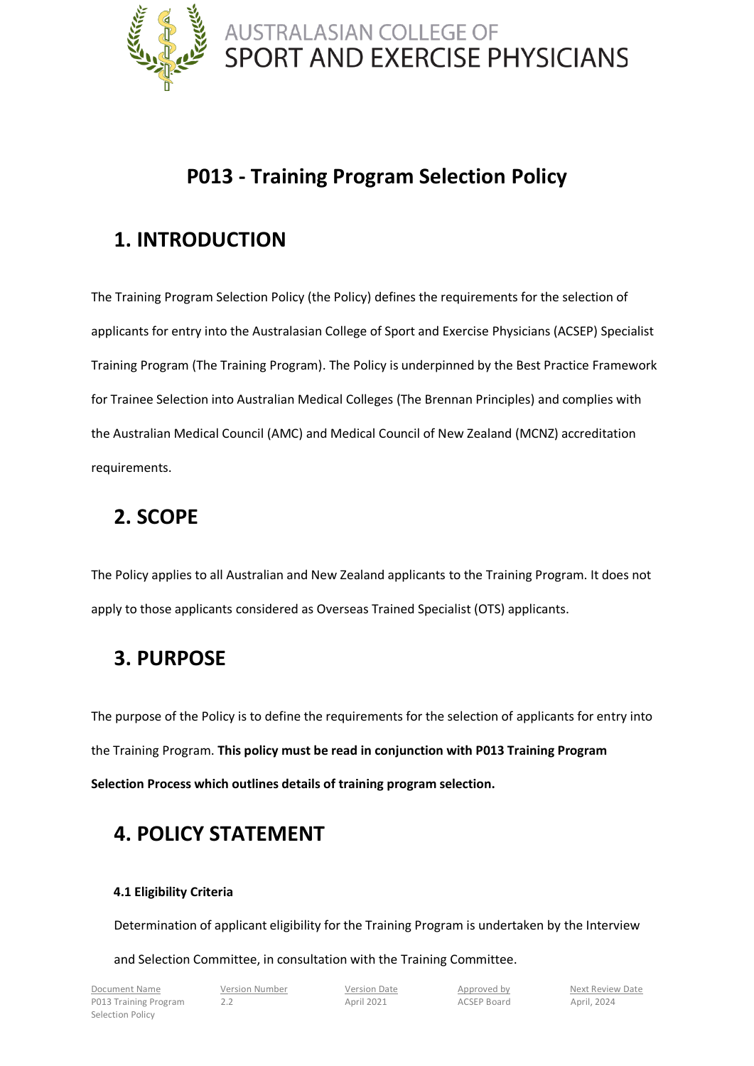# P013 - Training Program Selection Policy

## 1. INTRODUCTION

The Training Program Selection Policy (the Policy) defines the requirements for the selection of applicants for entry into the Australasian College of Sport and Exercise Physicians (ACSEP) Specialist Training Program (The Training Program). The Policy is underpinned by the Best Practice Framework for Trainee Selection into Australian Medical Colleges (The Brennan Principles) and complies with the Australian Medical Council (AMC) and Medical Council of New Zealand (MCNZ) accreditation requirements.

## 2. SCOPE

The Policy applies to all Australian and New Zealand applicants to the Training Program. It does not apply to those applicants considered as Overseas Trained Specialist (OTS) applicants.

## 3. PURPOSE

The purpose of the Policy is to define the requirements for the selection of applicants for entry into the Training Program. **This policy must be read in conjunction with P013 Training Program Selection Process which outlines details of training program selection.**

## 4. POLICY STATEMENT

### 4.1 Eligibility Criteria

Determination of applicant eligibility for the Training Program is undertaken by the Interview and Selection Committee, in consultation with the Training Committee.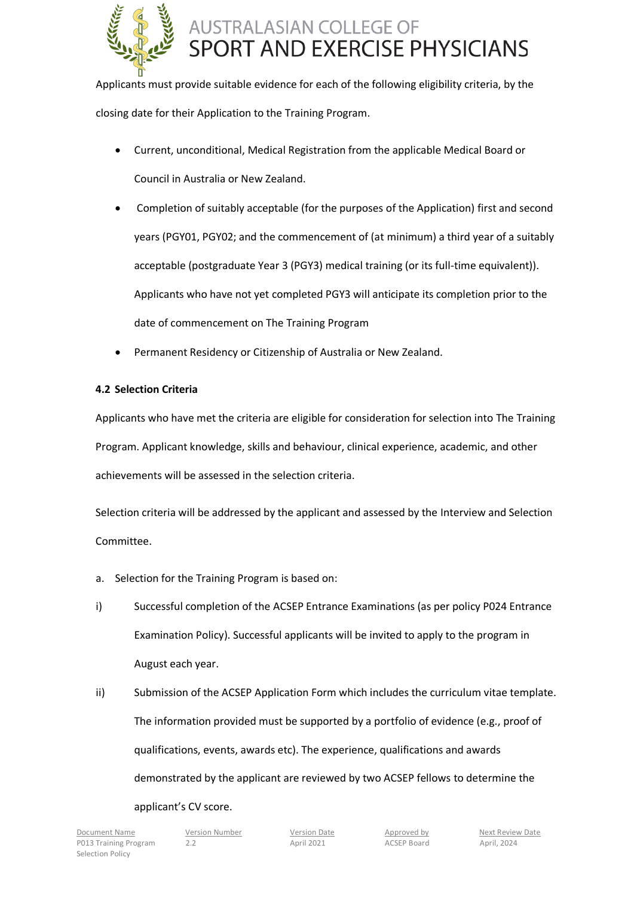Applicants must provide suitable evidence for each of the following eligibility criteria, by the closing date for their Application to the Training Program.

- Current, unconditional, Medical Registration from the applicable Medical Board or Council in Australia or New Zealand.
- Completion of suitably acceptable (for the purposes of the Application) first and second years (PGY01, PGY02; and the commencement of (at minimum) a third year of a suitably acceptable (postgraduate Year 3 (PGY3) medical training (or its full-time equivalent)). Applicants who have not yet completed PGY3 will anticipate its completion prior to the date of commencement on The Training Program
- Permanent Residency or Citizenship of Australia or New Zealand.

**4.2 Selection Criteria**

Applicants who have met the criteria are eligible for consideration for selection into The Training Program. Applicant knowledge, skills and behaviour, clinical experience, academic, and other achievements will be assessed in the selection criteria.

Selection criteria will be addressed by the applicant and assessed by the Interview and Selection Committee.

a. Selection for the Training Program is based on:

i) Successful completion of the ACSEP Entrance Examinations (as per policy P024 Entrance Examination Policy). Successful applicants will be invited to apply to the program in August each year.

ii) Submission of the ACSEP Application Form which includes the curriculum vitae template. The information provided must be supported by a portfolio of evidence (e.g., proof of qualifications, events, awards etc). The experience, qualifications and awards demonstrated by the applicant are reviewed by two ACSEP fellows to determine the applicant's CV score.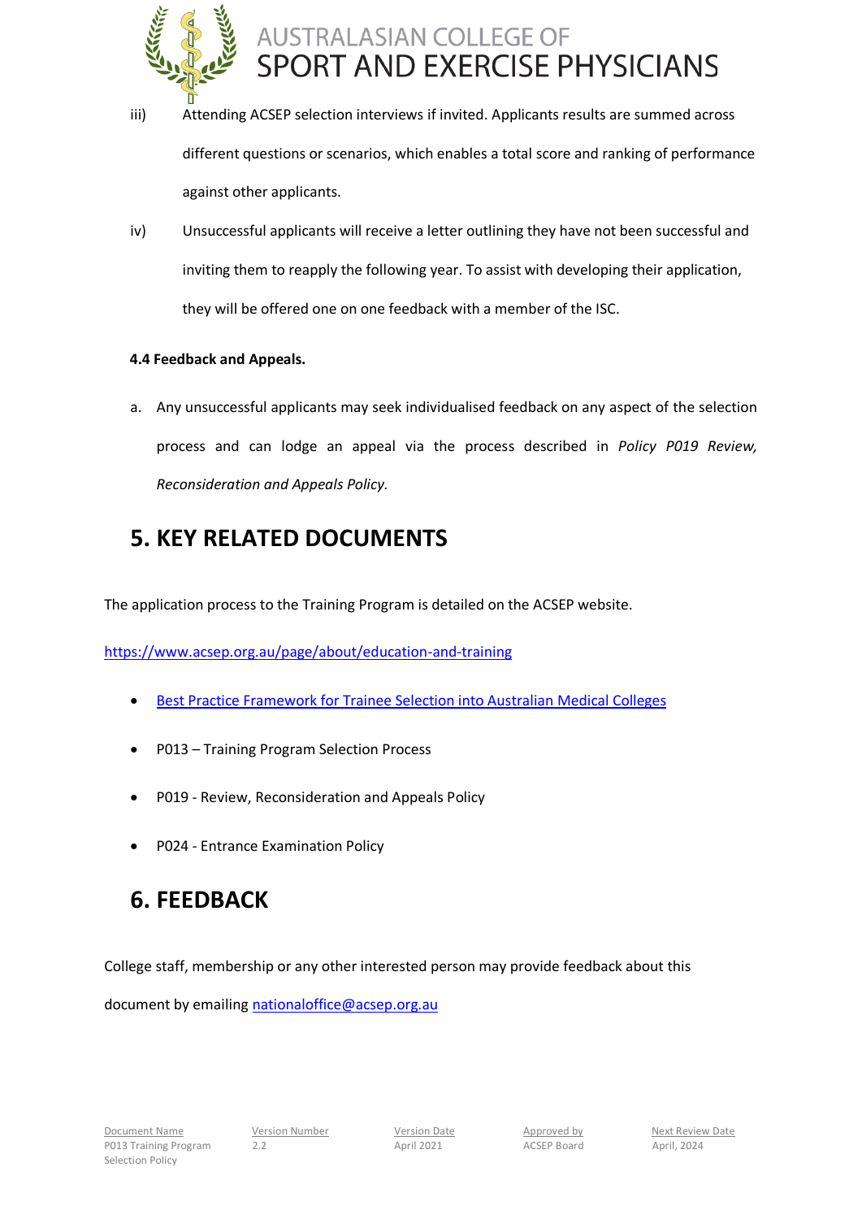iii) Attending ACSEP selection interviews if invited. Applicants results are summed across different questions or scenarios, which enables a total score and ranking of performance against other applicants.

iv) Unsuccessful applicants will receive a letter outlining they have not been successful and inviting them to reapply the following year. To assist with developing their application, they will be offered one on one feedback with a member of the ISC.

**4.4 Feedback and Appeals.**

a. Any unsuccessful applicants may seek individualised feedback on any aspect of the selection process and can lodge an appeal via the process described in *Policy P019 Review, Reconsideration and Appeals Policy.*

## 5. KEY RELATED DOCUMENTS

The application process to the Training Program is detailed on the ACSEP website.

[https://www.acsep.org.au/page/about/education-and-training](https://www.acsep.org.au/page/about/education-and-training)

- Best Practice Framework for Trainee Selection into Australian Medical Colleges
- P013 – Training Program Selection Process
- P019 - Review, Reconsideration and Appeals Policy
- P024 - Entrance Examination Policy

## 6. FEEDBACK

College staff, membership or any other interested person may provide feedback about this document by emailing nationaloffice@acsep.org.au

| Document Name | Version Number | Version Date | Approved by | Next Review Date |
|---|---|---|---|---|
| P013 Training Program Selection Policy | 2.2 | April 2021 | ACSEP Board | April, 2024 |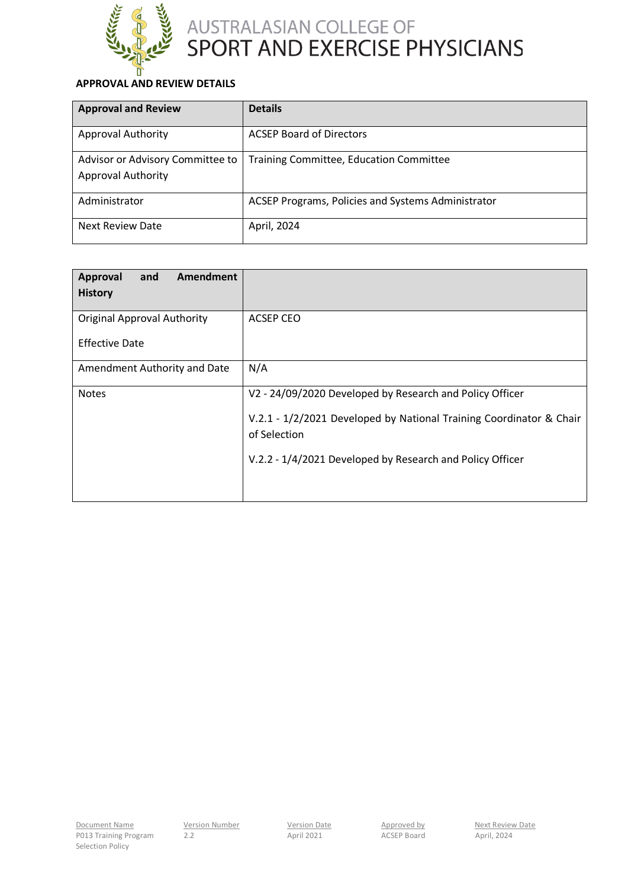**APPROVAL AND REVIEW DETAILS**

| Approval and Review | Details |
|---|---|
| Approval Authority | ACSEP Board of Directors |
| Advisor or Advisory Committee to Approval Authority | Training Committee, Education Committee |
| Administrator | ACSEP Programs, Policies and Systems Administrator |
| Next Review Date | April, 2024 |

| Approval and Amendment History | |
|---|---|
| Original Approval Authority<br><br>Effective Date | ACSEP CEO |
| Amendment Authority and Date | N/A |
| Notes | V2 - 24/09/2020 Developed by Research and Policy Officer<br><br>V.2.1 - 1/2/2021 Developed by National Training Coordinator & Chair of Selection<br><br>V.2.2 - 1/4/2021 Developed by Research and Policy Officer |